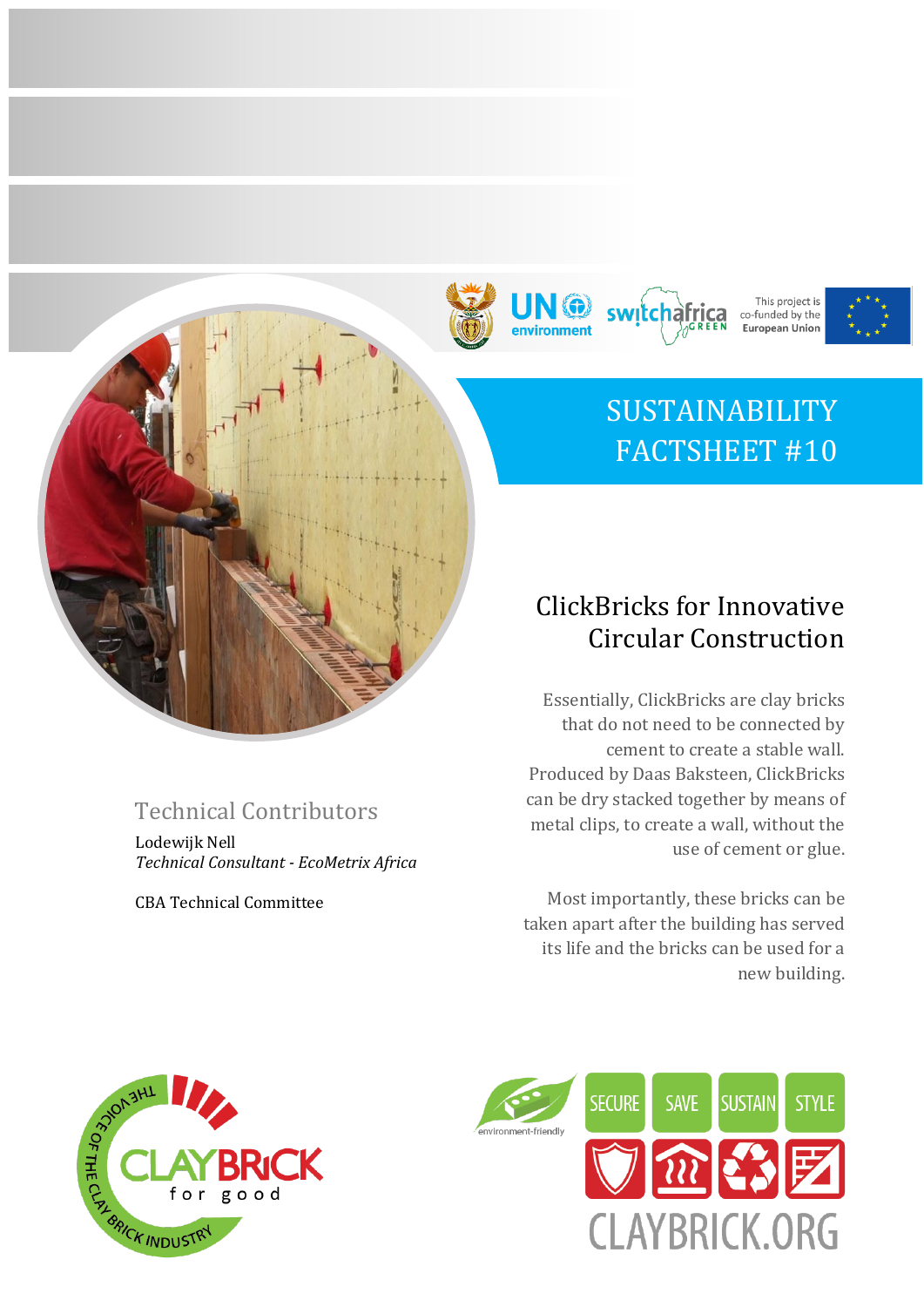This project is co-funded by the European Union

# SUSTAINABILITY FACTSHEET #10

## ClickBricks for Innovative Circular Construction

Essentially, ClickBricks are clay bricks that do not need to be connected by cement to create a stable wall. Produced by Daas Baksteen, ClickBricks can be dry stacked together by means of metal clips, to create a wall, without the use of cement or glue.

Most importantly, these bricks can be taken apart after the building has served its life and the bricks can be used for a new building.

### Technical Contributors

Lodewijk Nell
*Technical Consultant - EcoMetrix Africa*

CBA Technical Committee

SECURE SAVE SUSTAIN STYLE

CLAYBRICK.ORG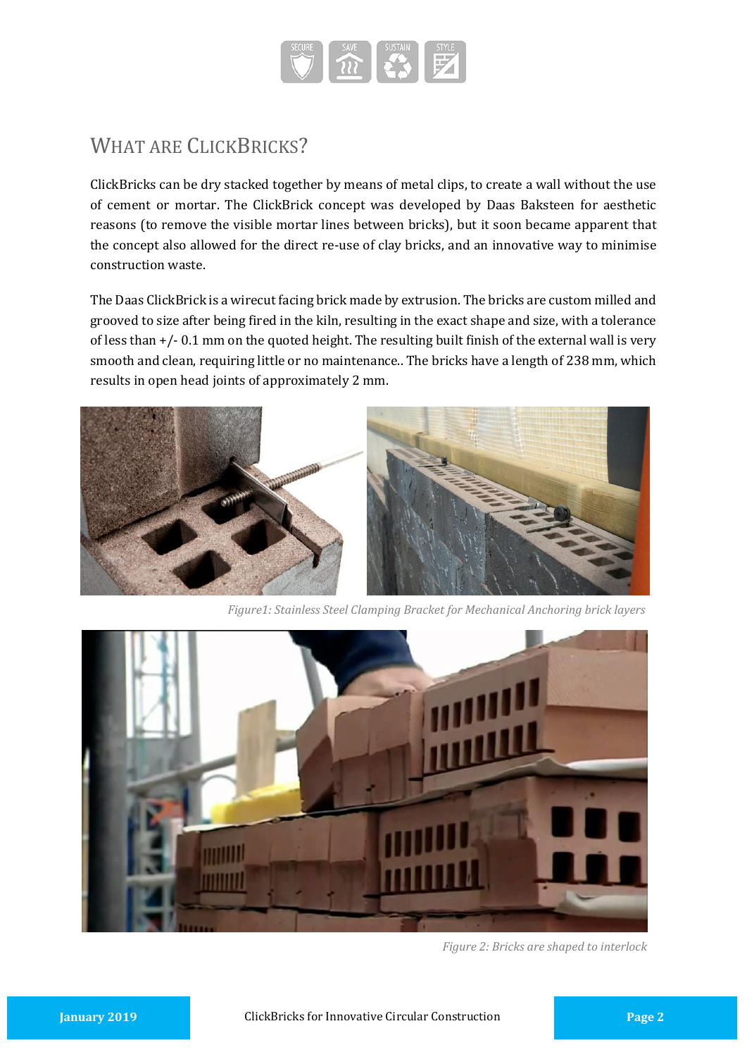# What are ClickBricks?

ClickBricks can be dry stacked together by means of metal clips, to create a wall without the use of cement or mortar. The ClickBrick concept was developed by Daas Baksteen for aesthetic reasons (to remove the visible mortar lines between bricks), but it soon became apparent that the concept also allowed for the direct re-use of clay bricks, and an innovative way to minimise construction waste.

The Daas ClickBrick is a wirecut facing brick made by extrusion. The bricks are custom milled and grooved to size after being fired in the kiln, resulting in the exact shape and size, with a tolerance of less than +/- 0.1 mm on the quoted height. The resulting built finish of the external wall is very smooth and clean, requiring little or no maintenance.. The bricks have a length of 238 mm, which results in open head joints of approximately 2 mm.

*Figure1: Stainless Steel Clamping Bracket for Mechanical Anchoring brick layers*

*Figure 2: Bricks are shaped to interlock*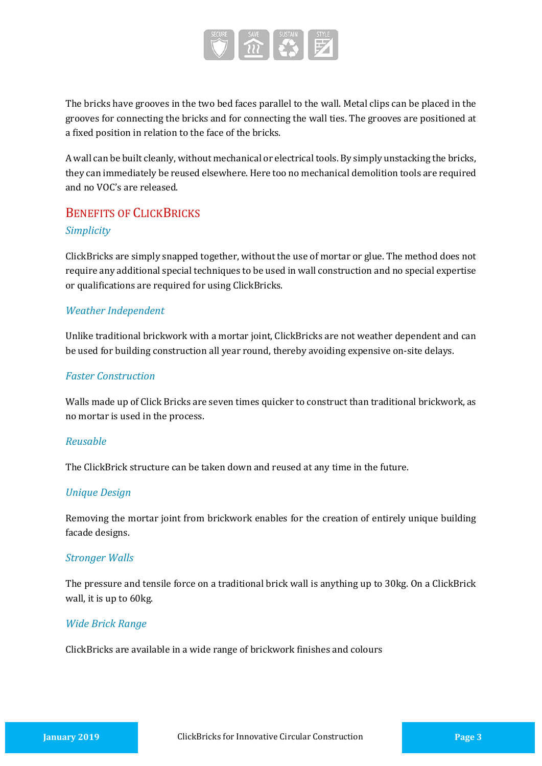The bricks have grooves in the two bed faces parallel to the wall. Metal clips can be placed in the grooves for connecting the bricks and for connecting the wall ties. The grooves are positioned at a fixed position in relation to the face of the bricks.

A wall can be built cleanly, without mechanical or electrical tools. By simply unstacking the bricks, they can immediately be reused elsewhere. Here too no mechanical demolition tools are required and no VOC's are released.

## Benefits of ClickBricks

### *Simplicity*

ClickBricks are simply snapped together, without the use of mortar or glue. The method does not require any additional special techniques to be used in wall construction and no special expertise or qualifications are required for using ClickBricks.

### *Weather Independent*

Unlike traditional brickwork with a mortar joint, ClickBricks are not weather dependent and can be used for building construction all year round, thereby avoiding expensive on-site delays.

### *Faster Construction*

Walls made up of Click Bricks are seven times quicker to construct than traditional brickwork, as no mortar is used in the process.

### *Reusable*

The ClickBrick structure can be taken down and reused at any time in the future.

### *Unique Design*

Removing the mortar joint from brickwork enables for the creation of entirely unique building facade designs.

### *Stronger Walls*

The pressure and tensile force on a traditional brick wall is anything up to 30kg. On a ClickBrick wall, it is up to 60kg.

### *Wide Brick Range*

ClickBricks are available in a wide range of brickwork finishes and colours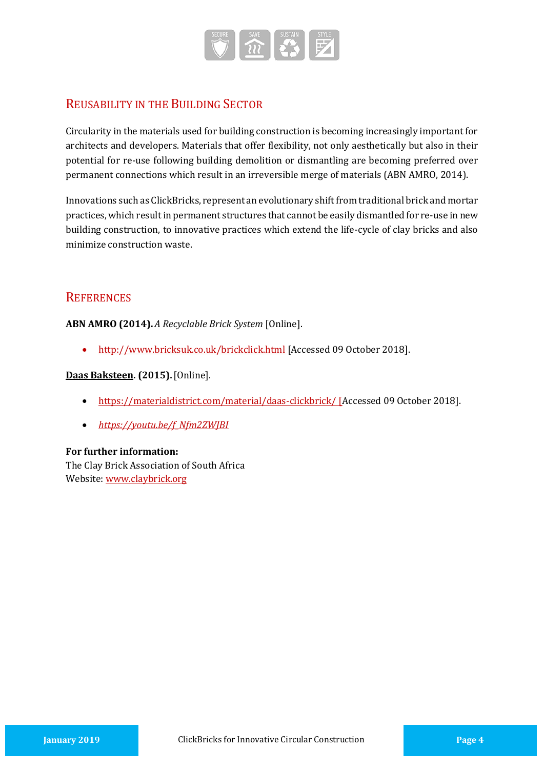## Reusability in the Building Sector

Circularity in the materials used for building construction is becoming increasingly important for architects and developers. Materials that offer flexibility, not only aesthetically but also in their potential for re-use following building demolition or dismantling are becoming preferred over permanent connections which result in an irreversible merge of materials (ABN AMRO, 2014).

Innovations such as ClickBricks, represent an evolutionary shift from traditional brick and mortar practices, which result in permanent structures that cannot be easily dismantled for re-use in new building construction, to innovative practices which extend the life-cycle of clay bricks and also minimize construction waste.

## References

**ABN AMRO (2014).** *A Recyclable Brick System* [Online].

- http://www.bricksuk.co.uk/brickclick.html [Accessed 09 October 2018].

**Daas Baksteen. (2015).** [Online].

- https://materialdistrict.com/material/daas-clickbrick/ [Accessed 09 October 2018].
- *https://youtu.be/f_Nfm2ZWJBI*

**For further information:**
The Clay Brick Association of South Africa
Website: www.claybrick.org